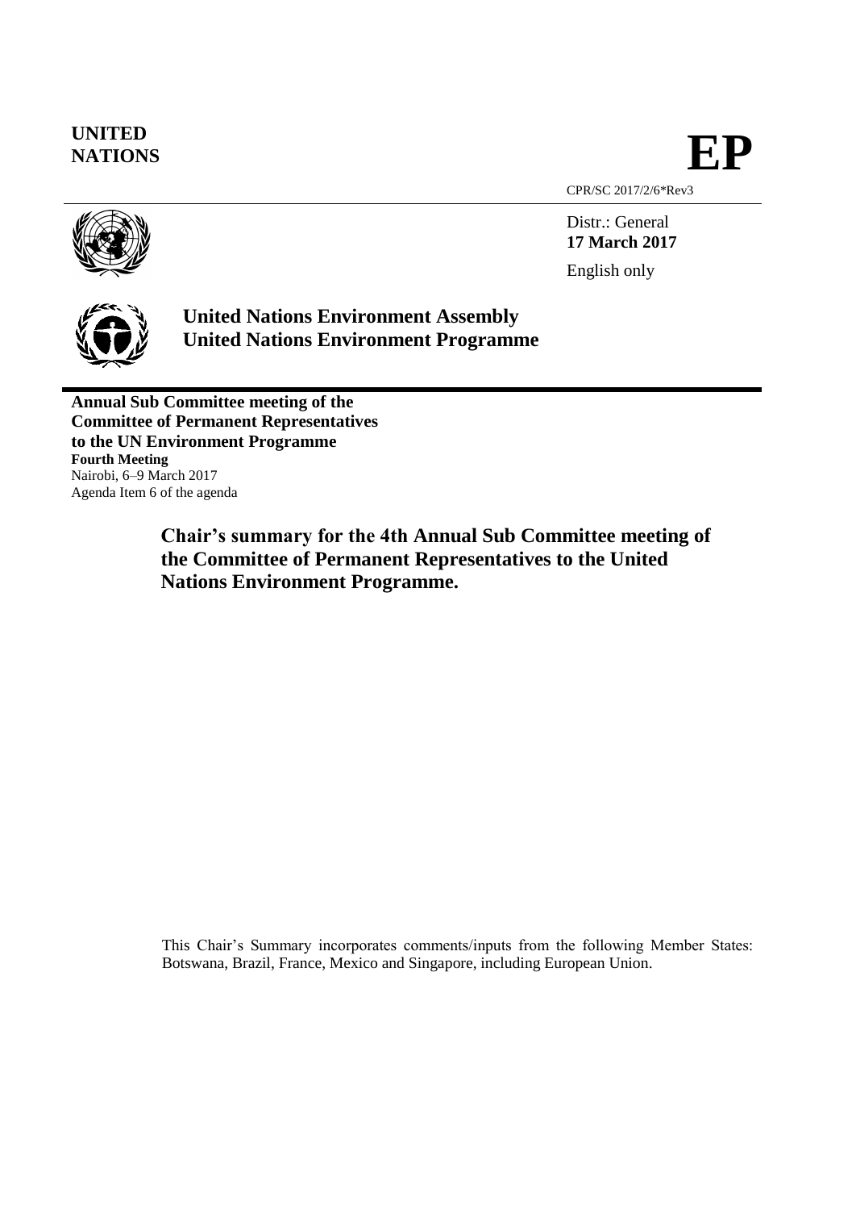**UNITED NATIONS**

# EP

CPR/SC 2017/2/6*Rev3

Distr.: General
**17 March 2017**

English only

**United Nations Environment Assembly**
**United Nations Environment Programme**

**Annual Sub Committee meeting of the Committee of Permanent Representatives to the UN Environment Programme**
**Fourth Meeting**
Nairobi, 6–9 March 2017
Agenda Item 6 of the agenda

## Chair's summary for the 4th Annual Sub Committee meeting of the Committee of Permanent Representatives to the United Nations Environment Programme.

This Chair's Summary incorporates comments/inputs from the following Member States: Botswana, Brazil, France, Mexico and Singapore, including European Union.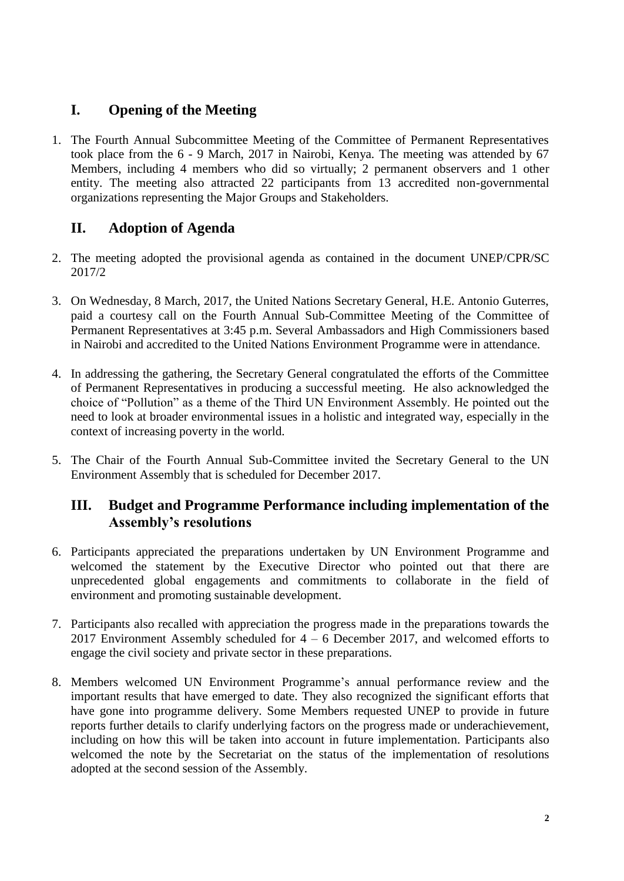## I. Opening of the Meeting

1. The Fourth Annual Subcommittee Meeting of the Committee of Permanent Representatives took place from the 6 - 9 March, 2017 in Nairobi, Kenya. The meeting was attended by 67 Members, including 4 members who did so virtually; 2 permanent observers and 1 other entity. The meeting also attracted 22 participants from 13 accredited non-governmental organizations representing the Major Groups and Stakeholders.

## II. Adoption of Agenda

2. The meeting adopted the provisional agenda as contained in the document UNEP/CPR/SC 2017/2

3. On Wednesday, 8 March, 2017, the United Nations Secretary General, H.E. Antonio Guterres, paid a courtesy call on the Fourth Annual Sub-Committee Meeting of the Committee of Permanent Representatives at 3:45 p.m. Several Ambassadors and High Commissioners based in Nairobi and accredited to the United Nations Environment Programme were in attendance.

4. In addressing the gathering, the Secretary General congratulated the efforts of the Committee of Permanent Representatives in producing a successful meeting. He also acknowledged the choice of "Pollution" as a theme of the Third UN Environment Assembly. He pointed out the need to look at broader environmental issues in a holistic and integrated way, especially in the context of increasing poverty in the world.

5. The Chair of the Fourth Annual Sub-Committee invited the Secretary General to the UN Environment Assembly that is scheduled for December 2017.

## III. Budget and Programme Performance including implementation of the Assembly's resolutions

6. Participants appreciated the preparations undertaken by UN Environment Programme and welcomed the statement by the Executive Director who pointed out that there are unprecedented global engagements and commitments to collaborate in the field of environment and promoting sustainable development.

7. Participants also recalled with appreciation the progress made in the preparations towards the 2017 Environment Assembly scheduled for 4 – 6 December 2017, and welcomed efforts to engage the civil society and private sector in these preparations.

8. Members welcomed UN Environment Programme's annual performance review and the important results that have emerged to date. They also recognized the significant efforts that have gone into programme delivery. Some Members requested UNEP to provide in future reports further details to clarify underlying factors on the progress made or underachievement, including on how this will be taken into account in future implementation. Participants also welcomed the note by the Secretariat on the status of the implementation of resolutions adopted at the second session of the Assembly.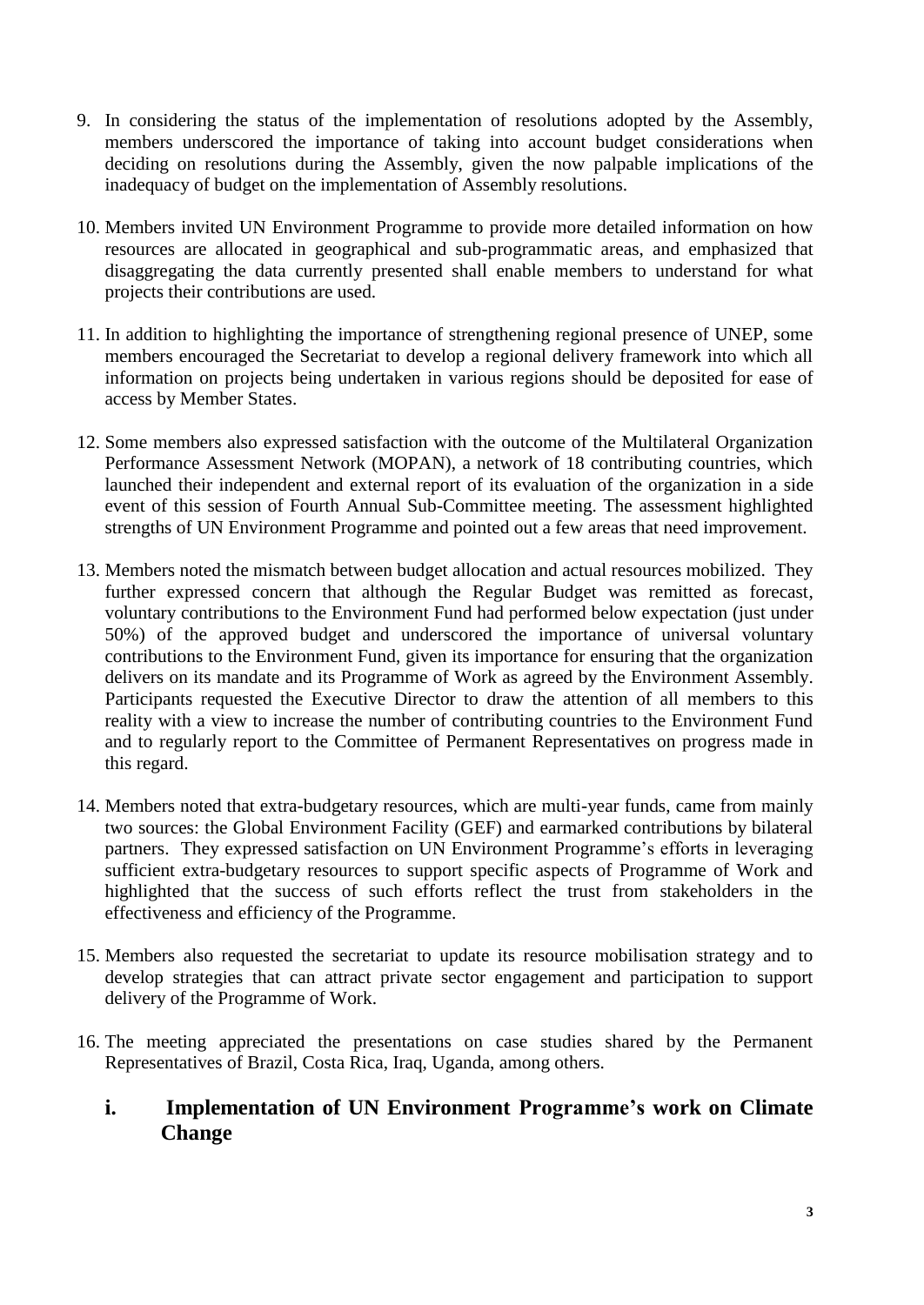9. In considering the status of the implementation of resolutions adopted by the Assembly, members underscored the importance of taking into account budget considerations when deciding on resolutions during the Assembly, given the now palpable implications of the inadequacy of budget on the implementation of Assembly resolutions.

10. Members invited UN Environment Programme to provide more detailed information on how resources are allocated in geographical and sub-programmatic areas, and emphasized that disaggregating the data currently presented shall enable members to understand for what projects their contributions are used.

11. In addition to highlighting the importance of strengthening regional presence of UNEP, some members encouraged the Secretariat to develop a regional delivery framework into which all information on projects being undertaken in various regions should be deposited for ease of access by Member States.

12. Some members also expressed satisfaction with the outcome of the Multilateral Organization Performance Assessment Network (MOPAN), a network of 18 contributing countries, which launched their independent and external report of its evaluation of the organization in a side event of this session of Fourth Annual Sub-Committee meeting. The assessment highlighted strengths of UN Environment Programme and pointed out a few areas that need improvement.

13. Members noted the mismatch between budget allocation and actual resources mobilized. They further expressed concern that although the Regular Budget was remitted as forecast, voluntary contributions to the Environment Fund had performed below expectation (just under 50%) of the approved budget and underscored the importance of universal voluntary contributions to the Environment Fund, given its importance for ensuring that the organization delivers on its mandate and its Programme of Work as agreed by the Environment Assembly. Participants requested the Executive Director to draw the attention of all members to this reality with a view to increase the number of contributing countries to the Environment Fund and to regularly report to the Committee of Permanent Representatives on progress made in this regard.

14. Members noted that extra-budgetary resources, which are multi-year funds, came from mainly two sources: the Global Environment Facility (GEF) and earmarked contributions by bilateral partners. They expressed satisfaction on UN Environment Programme's efforts in leveraging sufficient extra-budgetary resources to support specific aspects of Programme of Work and highlighted that the success of such efforts reflect the trust from stakeholders in the effectiveness and efficiency of the Programme.

15. Members also requested the secretariat to update its resource mobilisation strategy and to develop strategies that can attract private sector engagement and participation to support delivery of the Programme of Work.

16. The meeting appreciated the presentations on case studies shared by the Permanent Representatives of Brazil, Costa Rica, Iraq, Uganda, among others.

## i. Implementation of UN Environment Programme's work on Climate Change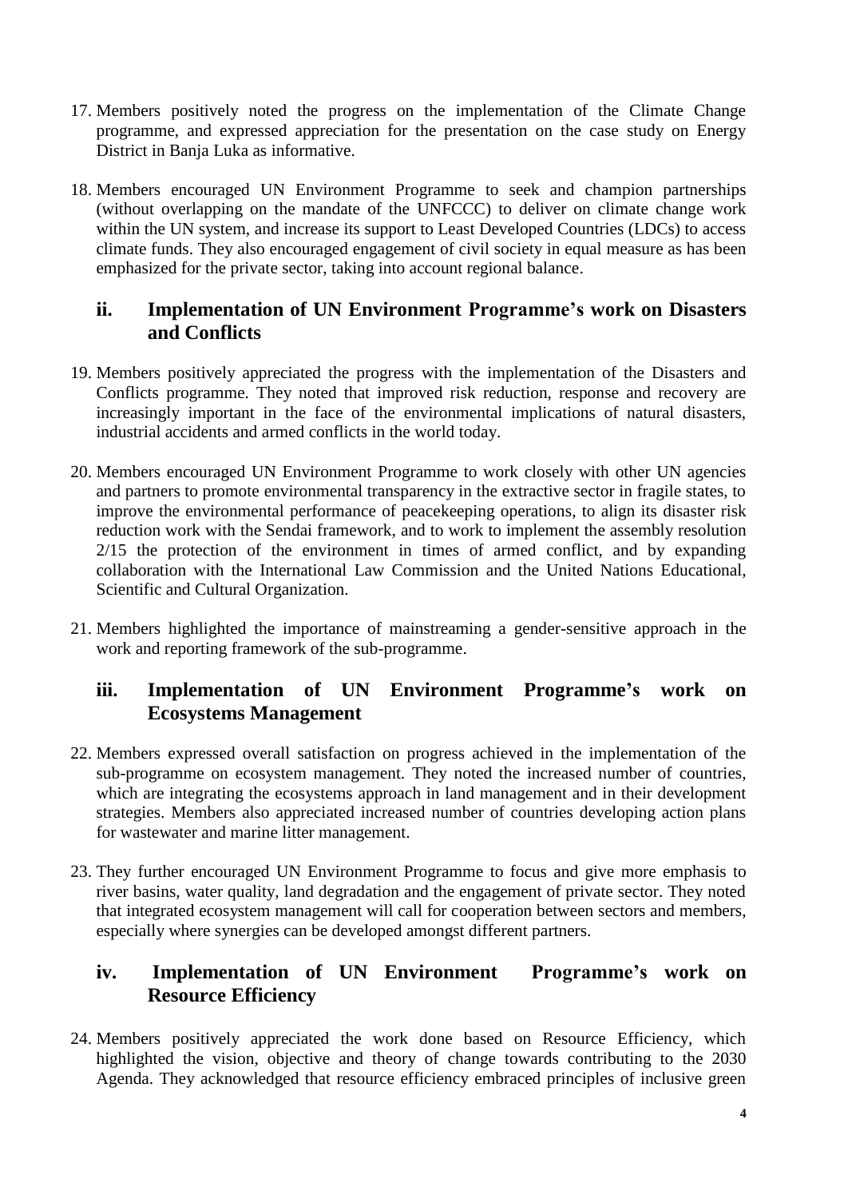17. Members positively noted the progress on the implementation of the Climate Change programme, and expressed appreciation for the presentation on the case study on Energy District in Banja Luka as informative.

18. Members encouraged UN Environment Programme to seek and champion partnerships (without overlapping on the mandate of the UNFCCC) to deliver on climate change work within the UN system, and increase its support to Least Developed Countries (LDCs) to access climate funds. They also encouraged engagement of civil society in equal measure as has been emphasized for the private sector, taking into account regional balance.

## ii. Implementation of UN Environment Programme's work on Disasters and Conflicts

19. Members positively appreciated the progress with the implementation of the Disasters and Conflicts programme. They noted that improved risk reduction, response and recovery are increasingly important in the face of the environmental implications of natural disasters, industrial accidents and armed conflicts in the world today.

20. Members encouraged UN Environment Programme to work closely with other UN agencies and partners to promote environmental transparency in the extractive sector in fragile states, to improve the environmental performance of peacekeeping operations, to align its disaster risk reduction work with the Sendai framework, and to work to implement the assembly resolution 2/15 the protection of the environment in times of armed conflict, and by expanding collaboration with the International Law Commission and the United Nations Educational, Scientific and Cultural Organization.

21. Members highlighted the importance of mainstreaming a gender-sensitive approach in the work and reporting framework of the sub-programme.

## iii. Implementation of UN Environment Programme's work on Ecosystems Management

22. Members expressed overall satisfaction on progress achieved in the implementation of the sub-programme on ecosystem management. They noted the increased number of countries, which are integrating the ecosystems approach in land management and in their development strategies. Members also appreciated increased number of countries developing action plans for wastewater and marine litter management.

23. They further encouraged UN Environment Programme to focus and give more emphasis to river basins, water quality, land degradation and the engagement of private sector. They noted that integrated ecosystem management will call for cooperation between sectors and members, especially where synergies can be developed amongst different partners.

## iv. Implementation of UN Environment Programme's work on Resource Efficiency

24. Members positively appreciated the work done based on Resource Efficiency, which highlighted the vision, objective and theory of change towards contributing to the 2030 Agenda. They acknowledged that resource efficiency embraced principles of inclusive green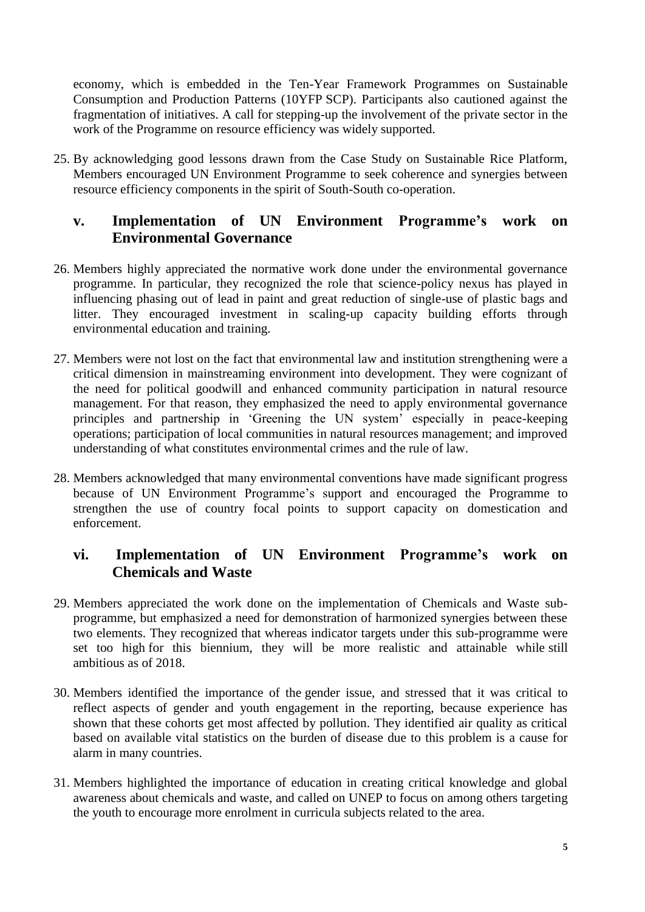economy, which is embedded in the Ten-Year Framework Programmes on Sustainable Consumption and Production Patterns (10YFP SCP). Participants also cautioned against the fragmentation of initiatives. A call for stepping-up the involvement of the private sector in the work of the Programme on resource efficiency was widely supported.

25. By acknowledging good lessons drawn from the Case Study on Sustainable Rice Platform, Members encouraged UN Environment Programme to seek coherence and synergies between resource efficiency components in the spirit of South-South co-operation.

## v. Implementation of UN Environment Programme's work on Environmental Governance

26. Members highly appreciated the normative work done under the environmental governance programme. In particular, they recognized the role that science-policy nexus has played in influencing phasing out of lead in paint and great reduction of single-use of plastic bags and litter. They encouraged investment in scaling-up capacity building efforts through environmental education and training.

27. Members were not lost on the fact that environmental law and institution strengthening were a critical dimension in mainstreaming environment into development. They were cognizant of the need for political goodwill and enhanced community participation in natural resource management. For that reason, they emphasized the need to apply environmental governance principles and partnership in 'Greening the UN system' especially in peace-keeping operations; participation of local communities in natural resources management; and improved understanding of what constitutes environmental crimes and the rule of law.

28. Members acknowledged that many environmental conventions have made significant progress because of UN Environment Programme's support and encouraged the Programme to strengthen the use of country focal points to support capacity on domestication and enforcement.

## vi. Implementation of UN Environment Programme's work on Chemicals and Waste

29. Members appreciated the work done on the implementation of Chemicals and Waste sub-programme, but emphasized a need for demonstration of harmonized synergies between these two elements. They recognized that whereas indicator targets under this sub-programme were set too high for this biennium, they will be more realistic and attainable while still ambitious as of 2018.

30. Members identified the importance of the gender issue, and stressed that it was critical to reflect aspects of gender and youth engagement in the reporting, because experience has shown that these cohorts get most affected by pollution. They identified air quality as critical based on available vital statistics on the burden of disease due to this problem is a cause for alarm in many countries.

31. Members highlighted the importance of education in creating critical knowledge and global awareness about chemicals and waste, and called on UNEP to focus on among others targeting the youth to encourage more enrolment in curricula subjects related to the area.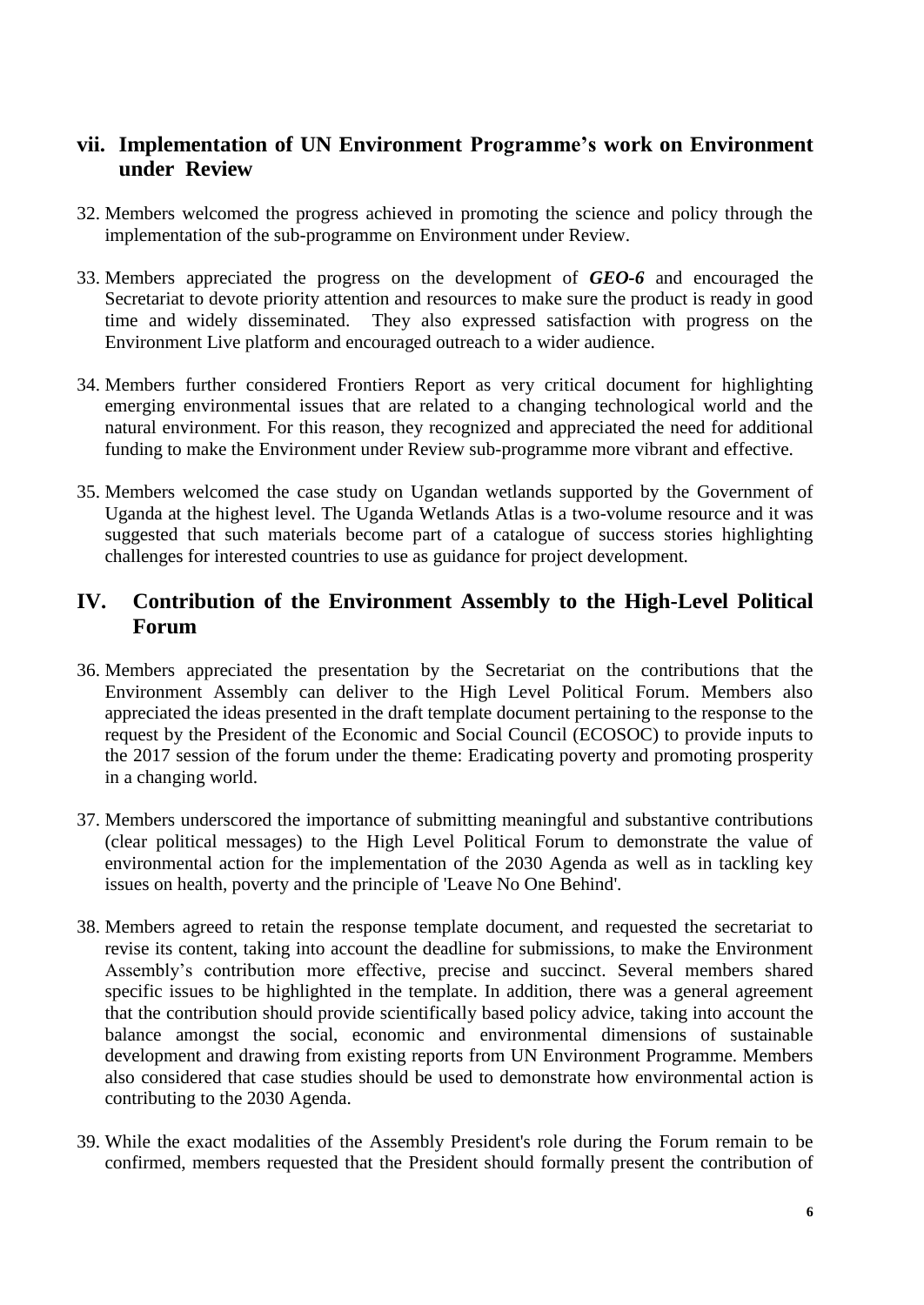### vii. Implementation of UN Environment Programme's work on Environment under Review

32. Members welcomed the progress achieved in promoting the science and policy through the implementation of the sub-programme on Environment under Review.

33. Members appreciated the progress on the development of ***GEO-6*** and encouraged the Secretariat to devote priority attention and resources to make sure the product is ready in good time and widely disseminated. They also expressed satisfaction with progress on the Environment Live platform and encouraged outreach to a wider audience.

34. Members further considered Frontiers Report as very critical document for highlighting emerging environmental issues that are related to a changing technological world and the natural environment. For this reason, they recognized and appreciated the need for additional funding to make the Environment under Review sub-programme more vibrant and effective.

35. Members welcomed the case study on Ugandan wetlands supported by the Government of Uganda at the highest level. The Uganda Wetlands Atlas is a two-volume resource and it was suggested that such materials become part of a catalogue of success stories highlighting challenges for interested countries to use as guidance for project development.

## IV. Contribution of the Environment Assembly to the High-Level Political Forum

36. Members appreciated the presentation by the Secretariat on the contributions that the Environment Assembly can deliver to the High Level Political Forum. Members also appreciated the ideas presented in the draft template document pertaining to the response to the request by the President of the Economic and Social Council (ECOSOC) to provide inputs to the 2017 session of the forum under the theme: Eradicating poverty and promoting prosperity in a changing world.

37. Members underscored the importance of submitting meaningful and substantive contributions (clear political messages) to the High Level Political Forum to demonstrate the value of environmental action for the implementation of the 2030 Agenda as well as in tackling key issues on health, poverty and the principle of 'Leave No One Behind'.

38. Members agreed to retain the response template document, and requested the secretariat to revise its content, taking into account the deadline for submissions, to make the Environment Assembly's contribution more effective, precise and succinct. Several members shared specific issues to be highlighted in the template. In addition, there was a general agreement that the contribution should provide scientifically based policy advice, taking into account the balance amongst the social, economic and environmental dimensions of sustainable development and drawing from existing reports from UN Environment Programme. Members also considered that case studies should be used to demonstrate how environmental action is contributing to the 2030 Agenda.

39. While the exact modalities of the Assembly President's role during the Forum remain to be confirmed, members requested that the President should formally present the contribution of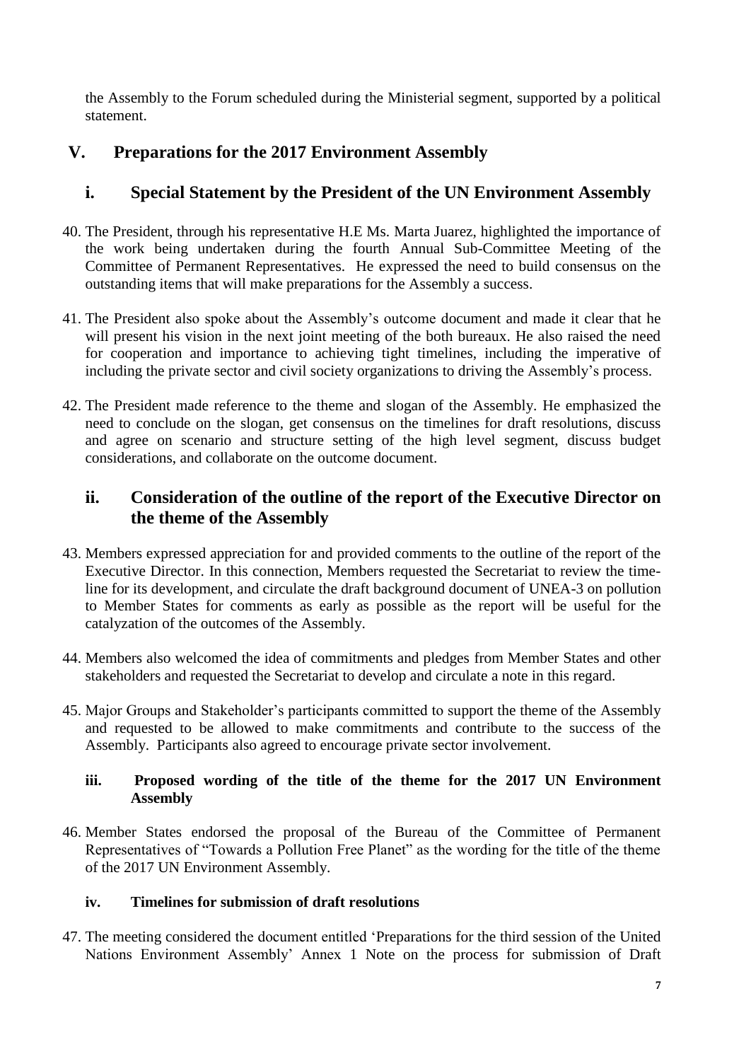the Assembly to the Forum scheduled during the Ministerial segment, supported by a political statement.

## V. Preparations for the 2017 Environment Assembly

### i. Special Statement by the President of the UN Environment Assembly

40. The President, through his representative H.E Ms. Marta Juarez, highlighted the importance of the work being undertaken during the fourth Annual Sub-Committee Meeting of the Committee of Permanent Representatives. He expressed the need to build consensus on the outstanding items that will make preparations for the Assembly a success.

41. The President also spoke about the Assembly's outcome document and made it clear that he will present his vision in the next joint meeting of the both bureaux. He also raised the need for cooperation and importance to achieving tight timelines, including the imperative of including the private sector and civil society organizations to driving the Assembly's process.

42. The President made reference to the theme and slogan of the Assembly. He emphasized the need to conclude on the slogan, get consensus on the timelines for draft resolutions, discuss and agree on scenario and structure setting of the high level segment, discuss budget considerations, and collaborate on the outcome document.

### ii. Consideration of the outline of the report of the Executive Director on the theme of the Assembly

43. Members expressed appreciation for and provided comments to the outline of the report of the Executive Director. In this connection, Members requested the Secretariat to review the time-line for its development, and circulate the draft background document of UNEA-3 on pollution to Member States for comments as early as possible as the report will be useful for the catalyzation of the outcomes of the Assembly.

44. Members also welcomed the idea of commitments and pledges from Member States and other stakeholders and requested the Secretariat to develop and circulate a note in this regard.

45. Major Groups and Stakeholder's participants committed to support the theme of the Assembly and requested to be allowed to make commitments and contribute to the success of the Assembly. Participants also agreed to encourage private sector involvement.

#### iii. Proposed wording of the title of the theme for the 2017 UN Environment Assembly

46. Member States endorsed the proposal of the Bureau of the Committee of Permanent Representatives of "Towards a Pollution Free Planet" as the wording for the title of the theme of the 2017 UN Environment Assembly.

#### iv. Timelines for submission of draft resolutions

47. The meeting considered the document entitled 'Preparations for the third session of the United Nations Environment Assembly' Annex 1 Note on the process for submission of Draft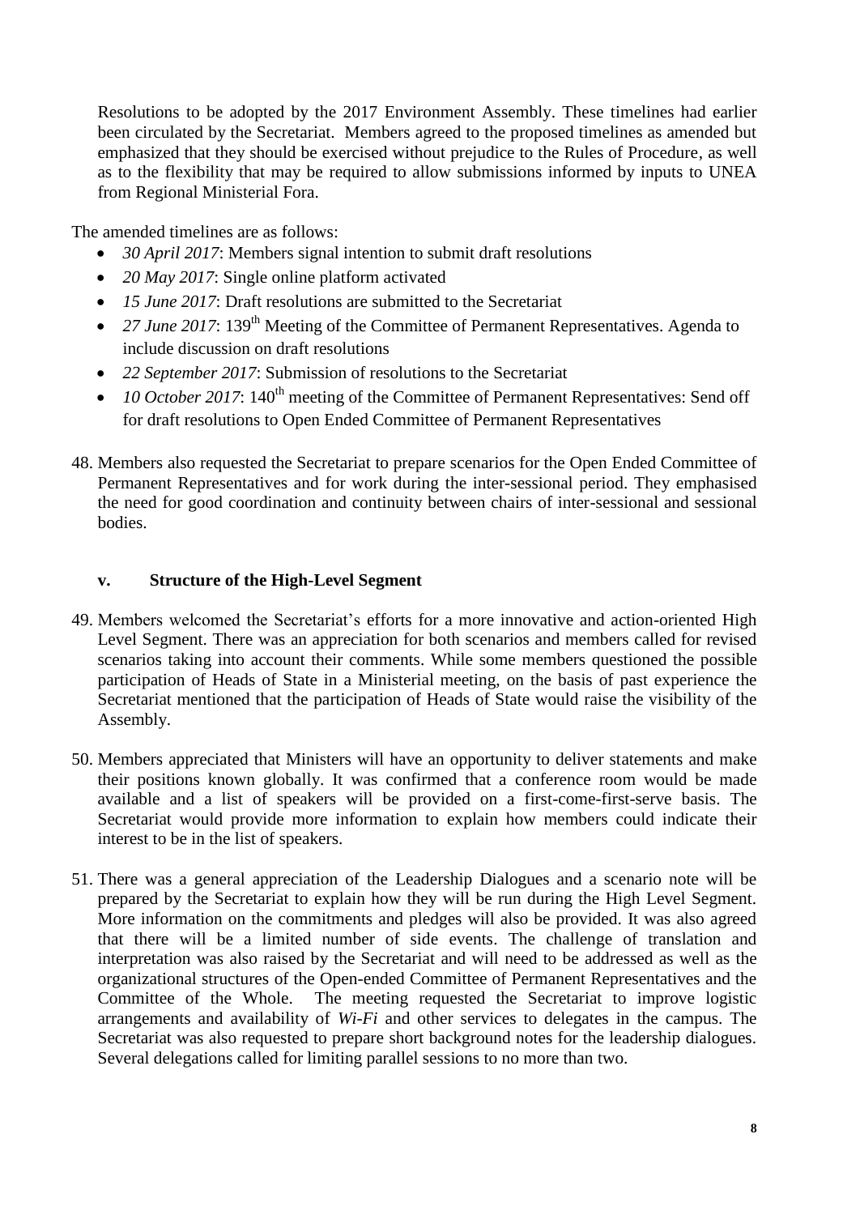Resolutions to be adopted by the 2017 Environment Assembly. These timelines had earlier been circulated by the Secretariat. Members agreed to the proposed timelines as amended but emphasized that they should be exercised without prejudice to the Rules of Procedure, as well as to the flexibility that may be required to allow submissions informed by inputs to UNEA from Regional Ministerial Fora.

The amended timelines are as follows:

- *30 April 2017*: Members signal intention to submit draft resolutions
- *20 May 2017*: Single online platform activated
- *15 June 2017*: Draft resolutions are submitted to the Secretariat
- *27 June 2017*: 139th Meeting of the Committee of Permanent Representatives. Agenda to include discussion on draft resolutions
- *22 September 2017*: Submission of resolutions to the Secretariat
- *10 October 2017*: 140th meeting of the Committee of Permanent Representatives: Send off for draft resolutions to Open Ended Committee of Permanent Representatives

48. Members also requested the Secretariat to prepare scenarios for the Open Ended Committee of Permanent Representatives and for work during the inter-sessional period. They emphasised the need for good coordination and continuity between chairs of inter-sessional and sessional bodies.

### v. Structure of the High-Level Segment

49. Members welcomed the Secretariat's efforts for a more innovative and action-oriented High Level Segment. There was an appreciation for both scenarios and members called for revised scenarios taking into account their comments. While some members questioned the possible participation of Heads of State in a Ministerial meeting, on the basis of past experience the Secretariat mentioned that the participation of Heads of State would raise the visibility of the Assembly.

50. Members appreciated that Ministers will have an opportunity to deliver statements and make their positions known globally. It was confirmed that a conference room would be made available and a list of speakers will be provided on a first-come-first-serve basis. The Secretariat would provide more information to explain how members could indicate their interest to be in the list of speakers.

51. There was a general appreciation of the Leadership Dialogues and a scenario note will be prepared by the Secretariat to explain how they will be run during the High Level Segment. More information on the commitments and pledges will also be provided. It was also agreed that there will be a limited number of side events. The challenge of translation and interpretation was also raised by the Secretariat and will need to be addressed as well as the organizational structures of the Open-ended Committee of Permanent Representatives and the Committee of the Whole. The meeting requested the Secretariat to improve logistic arrangements and availability of *Wi-Fi* and other services to delegates in the campus. The Secretariat was also requested to prepare short background notes for the leadership dialogues. Several delegations called for limiting parallel sessions to no more than two.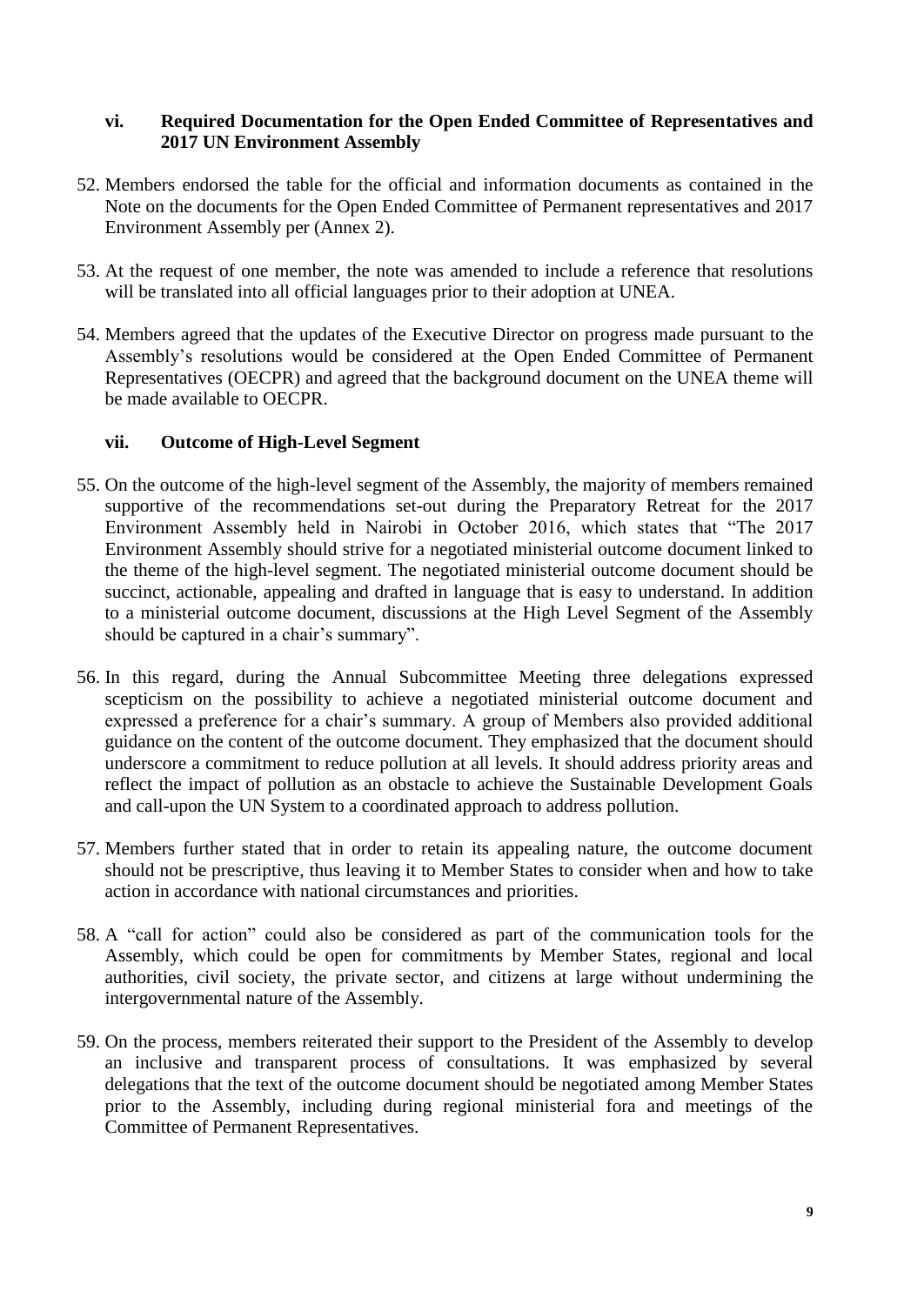### vi. Required Documentation for the Open Ended Committee of Representatives and 2017 UN Environment Assembly

52. Members endorsed the table for the official and information documents as contained in the Note on the documents for the Open Ended Committee of Permanent representatives and 2017 Environment Assembly per (Annex 2).

53. At the request of one member, the note was amended to include a reference that resolutions will be translated into all official languages prior to their adoption at UNEA.

54. Members agreed that the updates of the Executive Director on progress made pursuant to the Assembly's resolutions would be considered at the Open Ended Committee of Permanent Representatives (OECPR) and agreed that the background document on the UNEA theme will be made available to OECPR.

### vii. Outcome of High-Level Segment

55. On the outcome of the high-level segment of the Assembly, the majority of members remained supportive of the recommendations set-out during the Preparatory Retreat for the 2017 Environment Assembly held in Nairobi in October 2016, which states that "The 2017 Environment Assembly should strive for a negotiated ministerial outcome document linked to the theme of the high-level segment. The negotiated ministerial outcome document should be succinct, actionable, appealing and drafted in language that is easy to understand. In addition to a ministerial outcome document, discussions at the High Level Segment of the Assembly should be captured in a chair's summary".

56. In this regard, during the Annual Subcommittee Meeting three delegations expressed scepticism on the possibility to achieve a negotiated ministerial outcome document and expressed a preference for a chair's summary. A group of Members also provided additional guidance on the content of the outcome document. They emphasized that the document should underscore a commitment to reduce pollution at all levels. It should address priority areas and reflect the impact of pollution as an obstacle to achieve the Sustainable Development Goals and call-upon the UN System to a coordinated approach to address pollution.

57. Members further stated that in order to retain its appealing nature, the outcome document should not be prescriptive, thus leaving it to Member States to consider when and how to take action in accordance with national circumstances and priorities.

58. A "call for action" could also be considered as part of the communication tools for the Assembly, which could be open for commitments by Member States, regional and local authorities, civil society, the private sector, and citizens at large without undermining the intergovernmental nature of the Assembly.

59. On the process, members reiterated their support to the President of the Assembly to develop an inclusive and transparent process of consultations. It was emphasized by several delegations that the text of the outcome document should be negotiated among Member States prior to the Assembly, including during regional ministerial fora and meetings of the Committee of Permanent Representatives.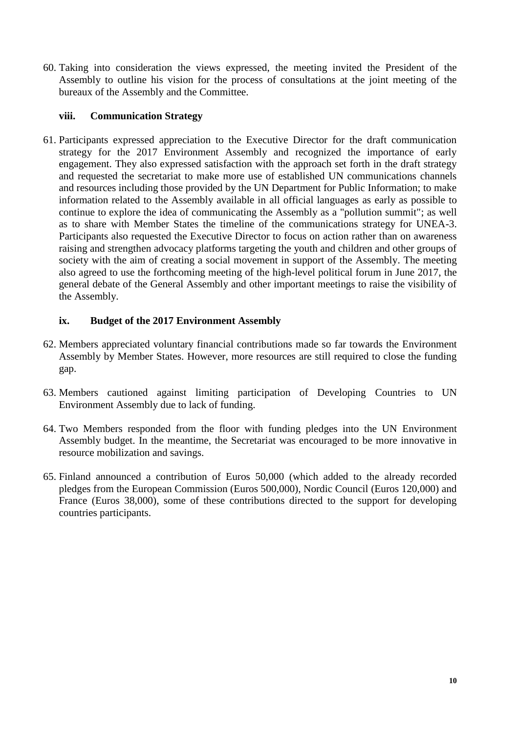60. Taking into consideration the views expressed, the meeting invited the President of the Assembly to outline his vision for the process of consultations at the joint meeting of the bureaux of the Assembly and the Committee.

### viii. Communication Strategy

61. Participants expressed appreciation to the Executive Director for the draft communication strategy for the 2017 Environment Assembly and recognized the importance of early engagement. They also expressed satisfaction with the approach set forth in the draft strategy and requested the secretariat to make more use of established UN communications channels and resources including those provided by the UN Department for Public Information; to make information related to the Assembly available in all official languages as early as possible to continue to explore the idea of communicating the Assembly as a "pollution summit"; as well as to share with Member States the timeline of the communications strategy for UNEA-3. Participants also requested the Executive Director to focus on action rather than on awareness raising and strengthen advocacy platforms targeting the youth and children and other groups of society with the aim of creating a social movement in support of the Assembly. The meeting also agreed to use the forthcoming meeting of the high-level political forum in June 2017, the general debate of the General Assembly and other important meetings to raise the visibility of the Assembly.

### ix. Budget of the 2017 Environment Assembly

62. Members appreciated voluntary financial contributions made so far towards the Environment Assembly by Member States. However, more resources are still required to close the funding gap.

63. Members cautioned against limiting participation of Developing Countries to UN Environment Assembly due to lack of funding.

64. Two Members responded from the floor with funding pledges into the UN Environment Assembly budget. In the meantime, the Secretariat was encouraged to be more innovative in resource mobilization and savings.

65. Finland announced a contribution of Euros 50,000 (which added to the already recorded pledges from the European Commission (Euros 500,000), Nordic Council (Euros 120,000) and France (Euros 38,000), some of these contributions directed to the support for developing countries participants.